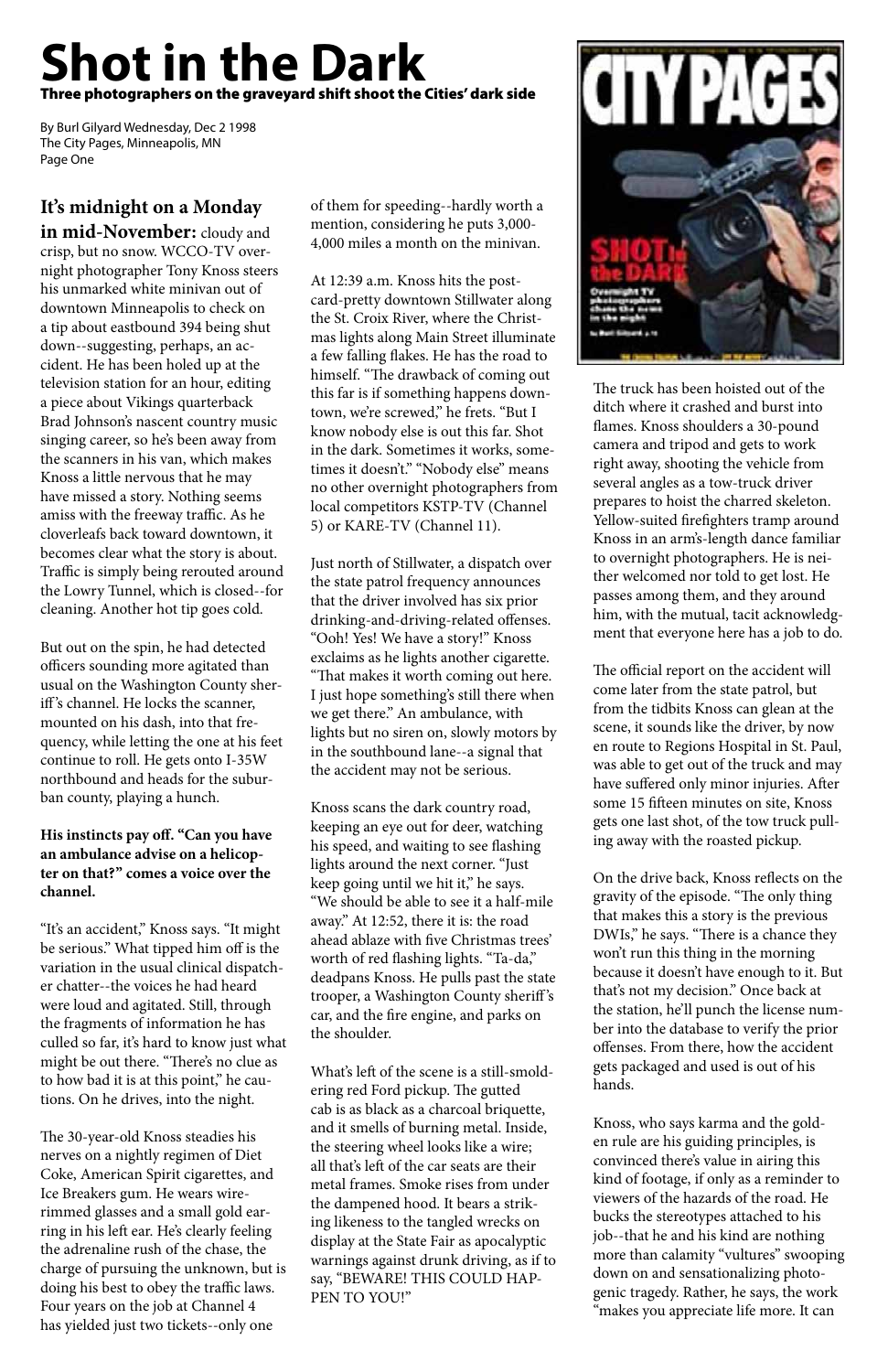# Shot in the Dark

**Three photographers on the graveyard shift shoot the Cities' dark side**

By Burl Gilyard Wednesday, Dec 2 1998
The City Pages, Minneapolis, MN
Page One

**It's midnight on a Monday in mid-November:** cloudy and crisp, but no snow. WCCO-TV overnight photographer Tony Knoss steers his unmarked white minivan out of downtown Minneapolis to check on a tip about eastbound 394 being shut down--suggesting, perhaps, an accident. He has been holed up at the television station for an hour, editing a piece about Vikings quarterback Brad Johnson's nascent country music singing career, so he's been away from the scanners in his van, which makes Knoss a little nervous that he may have missed a story. Nothing seems amiss with the freeway traffic. As he cloverleafs back toward downtown, it becomes clear what the story is about. Traffic is simply being rerouted around the Lowry Tunnel, which is closed--for cleaning. Another hot tip goes cold.

But out on the spin, he had detected officers sounding more agitated than usual on the Washington County sheriff's channel. He locks the scanner, mounted on his dash, into that frequency, while letting the one at his feet continue to roll. He gets onto I-35W northbound and heads for the suburban county, playing a hunch.

**His instincts pay off. "Can you have an ambulance advise on a helicopter on that?" comes a voice over the channel.**

"It's an accident," Knoss says. "It might be serious." What tipped him off is the variation in the usual clinical dispatcher chatter--the voices he had heard were loud and agitated. Still, through the fragments of information he has culled so far, it's hard to know just what might be out there. "There's no clue as to how bad it is at this point," he cautions. On he drives, into the night.

The 30-year-old Knoss steadies his nerves on a nightly regimen of Diet Coke, American Spirit cigarettes, and Ice Breakers gum. He wears wire-rimmed glasses and a small gold earring in his left ear. He's clearly feeling the adrenaline rush of the chase, the charge of pursuing the unknown, but is doing his best to obey the traffic laws. Four years on the job at Channel 4 has yielded just two tickets--only one of them for speeding--hardly worth a mention, considering he puts 3,000-4,000 miles a month on the minivan.

At 12:39 a.m. Knoss hits the postcard-pretty downtown Stillwater along the St. Croix River, where the Christmas lights along Main Street illuminate a few falling flakes. He has the road to himself. "The drawback of coming out this far is if something happens downtown, we're screwed," he frets. "But I know nobody else is out this far. Shot in the dark. Sometimes it works, sometimes it doesn't." "Nobody else" means no other overnight photographers from local competitors KSTP-TV (Channel 5) or KARE-TV (Channel 11).

Just north of Stillwater, a dispatch over the state patrol frequency announces that the driver involved has six prior drinking-and-driving-related offenses. "Ooh! Yes! We have a story!" Knoss exclaims as he lights another cigarette. "That makes it worth coming out here. I just hope something's still there when we get there." An ambulance, with lights but no siren on, slowly motors by in the southbound lane--a signal that the accident may not be serious.

Knoss scans the dark country road, keeping an eye out for deer, watching his speed, and waiting to see flashing lights around the next corner. "Just keep going until we hit it," he says. "We should be able to see it a half-mile away." At 12:52, there it is: the road ahead ablaze with five Christmas trees' worth of red flashing lights. "Ta-da," deadpans Knoss. He pulls past the state trooper, a Washington County sheriff's car, and the fire engine, and parks on the shoulder.

What's left of the scene is a still-smoldering red Ford pickup. The gutted cab is as black as a charcoal briquette, and it smells of burning metal. Inside, the steering wheel looks like a wire; all that's left of the car seats are their metal frames. Smoke rises from under the dampened hood. It bears a striking likeness to the tangled wrecks on display at the State Fair as apocalyptic warnings against drunk driving, as if to say, "BEWARE! THIS COULD HAPPEN TO YOU!"

The truck has been hoisted out of the ditch where it crashed and burst into flames. Knoss shoulders a 30-pound camera and tripod and gets to work right away, shooting the vehicle from several angles as a tow-truck driver prepares to hoist the charred skeleton. Yellow-suited firefighters tramp around Knoss in an arm's-length dance familiar to overnight photographers. He is neither welcomed nor told to get lost. He passes among them, and they around him, with the mutual, tacit acknowledgment that everyone here has a job to do.

The official report on the accident will come later from the state patrol, but from the tidbits Knoss can glean at the scene, it sounds like the driver, by now en route to Regions Hospital in St. Paul, was able to get out of the truck and may have suffered only minor injuries. After some 15 fifteen minutes on site, Knoss gets one last shot, of the tow truck pulling away with the roasted pickup.

On the drive back, Knoss reflects on the gravity of the episode. "The only thing that makes this a story is the previous DWIs," he says. "There is a chance they won't run this thing in the morning because it doesn't have enough to it. But that's not my decision." Once back at the station, he'll punch the license number into the database to verify the prior offenses. From there, how the accident gets packaged and used is out of his hands.

Knoss, who says karma and the golden rule are his guiding principles, is convinced there's value in airing this kind of footage, if only as a reminder to viewers of the hazards of the road. He bucks the stereotypes attached to his job--that he and his kind are nothing more than calamity "vultures" swooping down on and sensationalizing photogenic tragedy. Rather, he says, the work "makes you appreciate life more. It can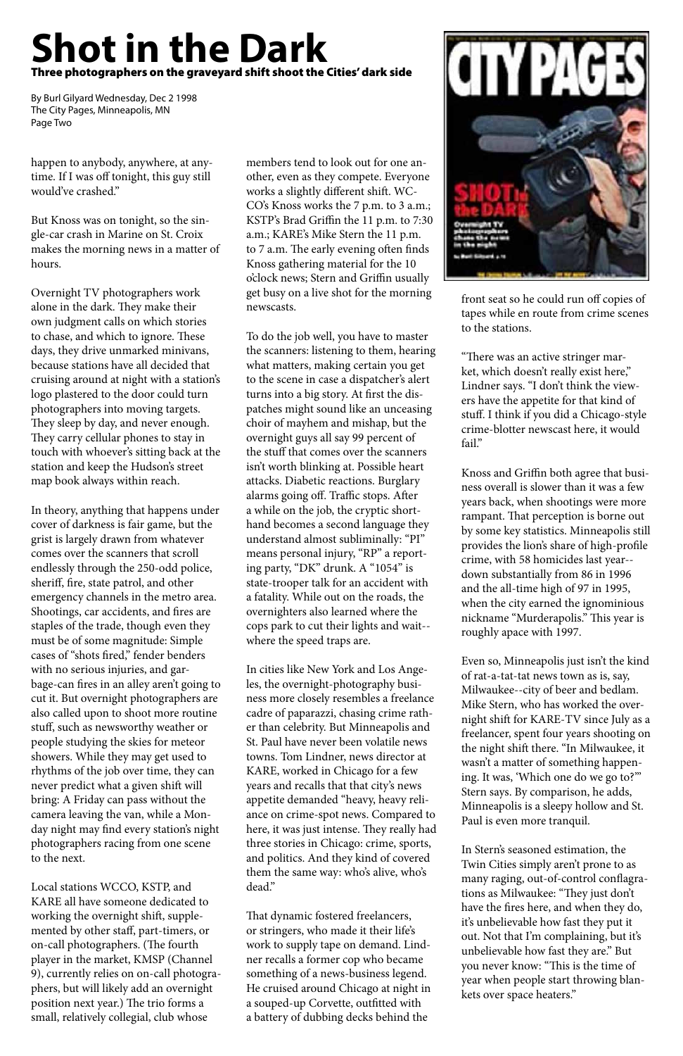# Shot in the Dark

**Three photographers on the graveyard shift shoot the Cities' dark side**

By Burl Gilyard Wednesday, Dec 2 1998
The City Pages, Minneapolis, MN
Page Two

happen to anybody, anywhere, at anytime. If I was off tonight, this guy still would've crashed."

But Knoss was on tonight, so the single-car crash in Marine on St. Croix makes the morning news in a matter of hours.

Overnight TV photographers work alone in the dark. They make their own judgment calls on which stories to chase, and which to ignore. These days, they drive unmarked minivans, because stations have all decided that cruising around at night with a station's logo plastered to the door could turn photographers into moving targets. They sleep by day, and never enough. They carry cellular phones to stay in touch with whoever's sitting back at the station and keep the Hudson's street map book always within reach.

In theory, anything that happens under cover of darkness is fair game, but the grist is largely drawn from whatever comes over the scanners that scroll endlessly through the 250-odd police, sheriff, fire, state patrol, and other emergency channels in the metro area. Shootings, car accidents, and fires are staples of the trade, though even they must be of some magnitude: Simple cases of "shots fired," fender benders with no serious injuries, and garbage-can fires in an alley aren't going to cut it. But overnight photographers are also called upon to shoot more routine stuff, such as newsworthy weather or people studying the skies for meteor showers. While they may get used to rhythms of the job over time, they can never predict what a given shift will bring: A Friday can pass without the camera leaving the van, while a Monday night may find every station's night photographers racing from one scene to the next.

Local stations WCCO, KSTP, and KARE all have someone dedicated to working the overnight shift, supplemented by other staff, part-timers, or on-call photographers. (The fourth player in the market, KMSP (Channel 9), currently relies on on-call photographers, but will likely add an overnight position next year.) The trio forms a small, relatively collegial, club whose members tend to look out for one another, even as they compete. Everyone works a slightly different shift. WCCO's Knoss works the 7 p.m. to 3 a.m.; KSTP's Brad Griffin the 11 p.m. to 7:30 a.m.; KARE's Mike Stern the 11 p.m. to 7 a.m. The early evening often finds Knoss gathering material for the 10 o'clock news; Stern and Griffin usually get busy on a live shot for the morning newscasts.

To do the job well, you have to master the scanners: listening to them, hearing what matters, making certain you get to the scene in case a dispatcher's alert turns into a big story. At first the dispatches might sound like an unceasing choir of mayhem and mishap, but the overnight guys all say 99 percent of the stuff that comes over the scanners isn't worth blinking at. Possible heart attacks. Diabetic reactions. Burglary alarms going off. Traffic stops. After a while on the job, the cryptic shorthand becomes a second language they understand almost subliminally: "PI" means personal injury, "RP" a reporting party, "DK" drunk. A "1054" is state-trooper talk for an accident with a fatality. While out on the roads, the overnighters also learned where the cops park to cut their lights and wait--where the speed traps are.

In cities like New York and Los Angeles, the overnight-photography business more closely resembles a freelance cadre of paparazzi, chasing crime rather than celebrity. But Minneapolis and St. Paul have never been volatile news towns. Tom Lindner, news director at KARE, worked in Chicago for a few years and recalls that that city's news appetite demanded "heavy, heavy reliance on crime-spot news. Compared to here, it was just intense. They really had three stories in Chicago: crime, sports, and politics. And they kind of covered them the same way: who's alive, who's dead."

That dynamic fostered freelancers, or stringers, who made it their life's work to supply tape on demand. Lindner recalls a former cop who became something of a news-business legend. He cruised around Chicago at night in a souped-up Corvette, outfitted with a battery of dubbing decks behind the front seat so he could run off copies of tapes while en route from crime scenes to the stations.

"There was an active stringer market, which doesn't really exist here," Lindner says. "I don't think the viewers have the appetite for that kind of stuff. I think if you did a Chicago-style crime-blotter newscast here, it would fail."

Knoss and Griffin both agree that business overall is slower than it was a few years back, when shootings were more rampant. That perception is borne out by some key statistics. Minneapolis still provides the lion's share of high-profile crime, with 58 homicides last year--down substantially from 86 in 1996 and the all-time high of 97 in 1995, when the city earned the ignominious nickname "Murderapolis." This year is roughly apace with 1997.

Even so, Minneapolis just isn't the kind of rat-a-tat-tat news town as is, say, Milwaukee--city of beer and bedlam. Mike Stern, who has worked the overnight shift for KARE-TV since July as a freelancer, spent four years shooting on the night shift there. "In Milwaukee, it wasn't a matter of something happening. It was, 'Which one do we go to?'" Stern says. By comparison, he adds, Minneapolis is a sleepy hollow and St. Paul is even more tranquil.

In Stern's seasoned estimation, the Twin Cities simply aren't prone to as many raging, out-of-control conflagrations as Milwaukee: "They just don't have the fires here, and when they do, it's unbelievable how fast they put it out. Not that I'm complaining, but it's unbelievable how fast they are." But you never know: "This is the time of year when people start throwing blankets over space heaters."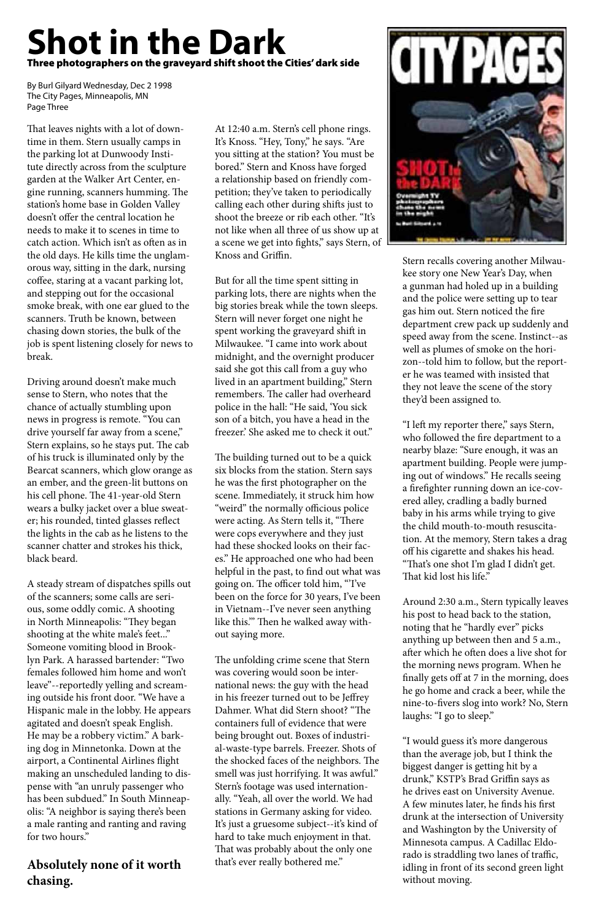# Shot in the Dark

**Three photographers on the graveyard shift shoot the Cities' dark side**

By Burl Gilyard Wednesday, Dec 2 1998
The City Pages, Minneapolis, MN
Page Three

That leaves nights with a lot of downtime in them. Stern usually camps in the parking lot at Dunwoody Institute directly across from the sculpture garden at the Walker Art Center, engine running, scanners humming. The station's home base in Golden Valley doesn't offer the central location he needs to make it to scenes in time to catch action. Which isn't as often as in the old days. He kills time the unglamorous way, sitting in the dark, nursing coffee, staring at a vacant parking lot, and stepping out for the occasional smoke break, with one ear glued to the scanners. Truth be known, between chasing down stories, the bulk of the job is spent listening closely for news to break.

Driving around doesn't make much sense to Stern, who notes that the chance of actually stumbling upon news in progress is remote. "You can drive yourself far away from a scene," Stern explains, so he stays put. The cab of his truck is illuminated only by the Bearcat scanners, which glow orange as an ember, and the green-lit buttons on his cell phone. The 41-year-old Stern wears a bulky jacket over a blue sweater; his rounded, tinted glasses reflect the lights in the cab as he listens to the scanner chatter and strokes his thick, black beard.

A steady stream of dispatches spills out of the scanners; some calls are serious, some oddly comic. A shooting in North Minneapolis: "They began shooting at the white male's feet..." Someone vomiting blood in Brooklyn Park. A harassed bartender: "Two females followed him home and won't leave"--reportedly yelling and screaming outside his front door. "We have a Hispanic male in the lobby. He appears agitated and doesn't speak English. He may be a robbery victim." A barking dog in Minnetonka. Down at the airport, a Continental Airlines flight making an unscheduled landing to dispense with "an unruly passenger who has been subdued." In South Minneapolis: "A neighbor is saying there's been a male ranting and ranting and raving for two hours."

**Absolutely none of it worth chasing.**

At 12:40 a.m. Stern's cell phone rings. It's Knoss. "Hey, Tony," he says. "Are you sitting at the station? You must be bored." Stern and Knoss have forged a relationship based on friendly competition; they've taken to periodically calling each other during shifts just to shoot the breeze or rib each other. "It's not like when all three of us show up at a scene we get into fights," says Stern, of Knoss and Griffin.

But for all the time spent sitting in parking lots, there are nights when the big stories break while the town sleeps. Stern will never forget one night he spent working the graveyard shift in Milwaukee. "I came into work about midnight, and the overnight producer said she got this call from a guy who lived in an apartment building," Stern remembers. The caller had overheard police in the hall: "He said, 'You sick son of a bitch, you have a head in the freezer.' She asked me to check it out."

The building turned out to be a quick six blocks from the station. Stern says he was the first photographer on the scene. Immediately, it struck him how "weird" the normally officious police were acting. As Stern tells it, "There were cops everywhere and they just had these shocked looks on their faces." He approached one who had been helpful in the past, to find out what was going on. The officer told him, "'I've been on the force for 30 years, I've been in Vietnam--I've never seen anything like this.'" Then he walked away without saying more.

The unfolding crime scene that Stern was covering would soon be international news: the guy with the head in his freezer turned out to be Jeffrey Dahmer. What did Stern shoot? "The containers full of evidence that were being brought out. Boxes of industrial-waste-type barrels. Freezer. Shots of the shocked faces of the neighbors. The smell was just horrifying. It was awful." Stern's footage was used internationally. "Yeah, all over the world. We had stations in Germany asking for video. It's just a gruesome subject--it's kind of hard to take much enjoyment in that. That was probably about the only one that's ever really bothered me."

Stern recalls covering another Milwaukee story one New Year's Day, when a gunman had holed up in a building and the police were setting up to tear gas him out. Stern noticed the fire department crew pack up suddenly and speed away from the scene. Instinct--as well as plumes of smoke on the horizon--told him to follow, but the reporter he was teamed with insisted that they not leave the scene of the story they'd been assigned to.

"I left my reporter there," says Stern, who followed the fire department to a nearby blaze: "Sure enough, it was an apartment building. People were jumping out of windows." He recalls seeing a firefighter running down an ice-covered alley, cradling a badly burned baby in his arms while trying to give the child mouth-to-mouth resuscitation. At the memory, Stern takes a drag off his cigarette and shakes his head. "That's one shot I'm glad I didn't get. That kid lost his life."

Around 2:30 a.m., Stern typically leaves his post to head back to the station, noting that he "hardly ever" picks anything up between then and 5 a.m., after which he often does a live shot for the morning news program. When he finally gets off at 7 in the morning, does he go home and crack a beer, while the nine-to-fivers slog into work? No, Stern laughs: "I go to sleep."

"I would guess it's more dangerous than the average job, but I think the biggest danger is getting hit by a drunk," KSTP's Brad Griffin says as he drives east on University Avenue. A few minutes later, he finds his first drunk at the intersection of University and Washington by the University of Minnesota campus. A Cadillac Eldorado is straddling two lanes of traffic, idling in front of its second green light without moving.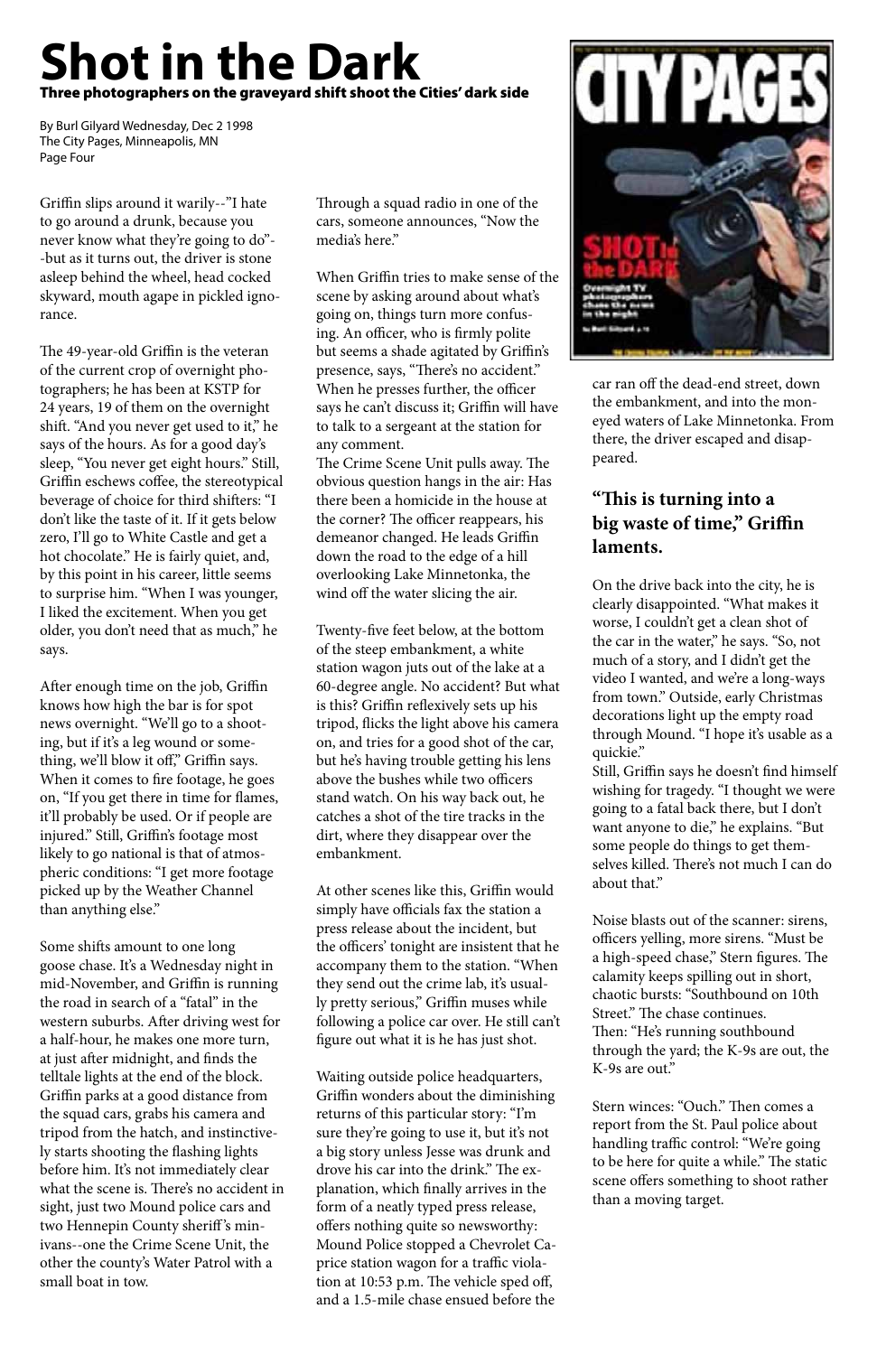# Shot in the Dark

**Three photographers on the graveyard shift shoot the Cities' dark side**

By Burl Gilyard Wednesday, Dec 2 1998
The City Pages, Minneapolis, MN
Page Four

Griffin slips around it warily--"I hate to go around a drunk, because you never know what they're going to do"--but as it turns out, the driver is stone asleep behind the wheel, head cocked skyward, mouth agape in pickled ignorance.

The 49-year-old Griffin is the veteran of the current crop of overnight photographers; he has been at KSTP for 24 years, 19 of them on the overnight shift. "And you never get used to it," he says of the hours. As for a good day's sleep, "You never get eight hours." Still, Griffin eschews coffee, the stereotypical beverage of choice for third shifters: "I don't like the taste of it. If it gets below zero, I'll go to White Castle and get a hot chocolate." He is fairly quiet, and, by this point in his career, little seems to surprise him. "When I was younger, I liked the excitement. When you get older, you don't need that as much," he says.

After enough time on the job, Griffin knows how high the bar is for spot news overnight. "We'll go to a shooting, but if it's a leg wound or something, we'll blow it off," Griffin says. When it comes to fire footage, he goes on, "If you get there in time for flames, it'll probably be used. Or if people are injured." Still, Griffin's footage most likely to go national is that of atmospheric conditions: "I get more footage picked up by the Weather Channel than anything else."

Some shifts amount to one long goose chase. It's a Wednesday night in mid-November, and Griffin is running the road in search of a "fatal" in the western suburbs. After driving west for a half-hour, he makes one more turn, at just after midnight, and finds the telltale lights at the end of the block. Griffin parks at a good distance from the squad cars, grabs his camera and tripod from the hatch, and instinctively starts shooting the flashing lights before him. It's not immediately clear what the scene is. There's no accident in sight, just two Mound police cars and two Hennepin County sheriff's minivans--one the Crime Scene Unit, the other the county's Water Patrol with a small boat in tow.

Through a squad radio in one of the cars, someone announces, "Now the media's here."

When Griffin tries to make sense of the scene by asking around about what's going on, things turn more confusing. An officer, who is firmly polite but seems a shade agitated by Griffin's presence, says, "There's no accident." When he presses further, the officer says he can't discuss it; Griffin will have to talk to a sergeant at the station for any comment.

The Crime Scene Unit pulls away. The obvious question hangs in the air: Has there been a homicide in the house at the corner? The officer reappears, his demeanor changed. He leads Griffin down the road to the edge of a hill overlooking Lake Minnetonka, the wind off the water slicing the air.

Twenty-five feet below, at the bottom of the steep embankment, a white station wagon juts out of the lake at a 60-degree angle. No accident? But what is this? Griffin reflexively sets up his tripod, flicks the light above his camera on, and tries for a good shot of the car, but he's having trouble getting his lens above the bushes while two officers stand watch. On his way back out, he catches a shot of the tire tracks in the dirt, where they disappear over the embankment.

At other scenes like this, Griffin would simply have officials fax the station a press release about the incident, but the officers' tonight are insistent that he accompany them to the station. "When they send out the crime lab, it's usually pretty serious," Griffin muses while following a police car over. He still can't figure out what it is he has just shot.

Waiting outside police headquarters, Griffin wonders about the diminishing returns of this particular story: "I'm sure they're going to use it, but it's not a big story unless Jesse was drunk and drove his car into the drink." The explanation, which finally arrives in the form of a neatly typed press release, offers nothing quite so newsworthy: Mound Police stopped a Chevrolet Caprice station wagon for a traffic violation at 10:53 p.m. The vehicle sped off, and a 1.5-mile chase ensued before the car ran off the dead-end street, down the embankment, and into the moneyed waters of Lake Minnetonka. From there, the driver escaped and disappeared.

### "This is turning into a big waste of time," Griffin laments.

On the drive back into the city, he is clearly disappointed. "What makes it worse, I couldn't get a clean shot of the car in the water," he says. "So, not much of a story, and I didn't get the video I wanted, and we're a long-ways from town." Outside, early Christmas decorations light up the empty road through Mound. "I hope it's usable as a quickie."

Still, Griffin says he doesn't find himself wishing for tragedy. "I thought we were going to a fatal back there, but I don't want anyone to die," he explains. "But some people do things to get themselves killed. There's not much I can do about that."

Noise blasts out of the scanner: sirens, officers yelling, more sirens. "Must be a high-speed chase," Stern figures. The calamity keeps spilling out in short, chaotic bursts: "Southbound on 10th Street." The chase continues.

Then: "He's running southbound through the yard; the K-9s are out, the K-9s are out."

Stern winces: "Ouch." Then comes a report from the St. Paul police about handling traffic control: "We're going to be here for quite a while." The static scene offers something to shoot rather than a moving target.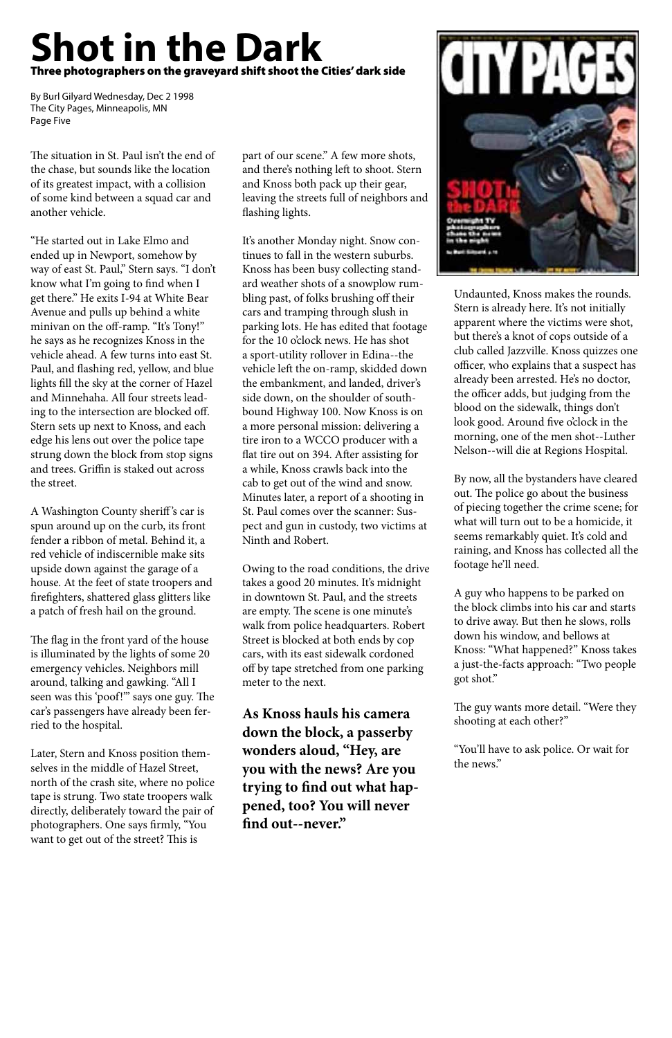# Shot in the Dark

**Three photographers on the graveyard shift shoot the Cities' dark side**

By Burl Gilyard Wednesday, Dec 2 1998
The City Pages, Minneapolis, MN
Page Five

The situation in St. Paul isn't the end of the chase, but sounds like the location of its greatest impact, with a collision of some kind between a squad car and another vehicle.

"He started out in Lake Elmo and ended up in Newport, somehow by way of east St. Paul," Stern says. "I don't know what I'm going to find when I get there." He exits I-94 at White Bear Avenue and pulls up behind a white minivan on the off-ramp. "It's Tony!" he says as he recognizes Knoss in the vehicle ahead. A few turns into east St. Paul, and flashing red, yellow, and blue lights fill the sky at the corner of Hazel and Minnehaha. All four streets leading to the intersection are blocked off. Stern sets up next to Knoss, and each edge his lens out over the police tape strung down the block from stop signs and trees. Griffin is staked out across the street.

A Washington County sheriff's car is spun around up on the curb, its front fender a ribbon of metal. Behind it, a red vehicle of indiscernible make sits upside down against the garage of a house. At the feet of state troopers and firefighters, shattered glass glitters like a patch of fresh hail on the ground.

The flag in the front yard of the house is illuminated by the lights of some 20 emergency vehicles. Neighbors mill around, talking and gawking. "All I seen was this 'poof!'" says one guy. The car's passengers have already been ferried to the hospital.

Later, Stern and Knoss position themselves in the middle of Hazel Street, north of the crash site, where no police tape is strung. Two state troopers walk directly, deliberately toward the pair of photographers. One says firmly, "You want to get out of the street? This is part of our scene." A few more shots, and there's nothing left to shoot. Stern and Knoss both pack up their gear, leaving the streets full of neighbors and flashing lights.

It's another Monday night. Snow continues to fall in the western suburbs. Knoss has been busy collecting standard weather shots of a snowplow rumbling past, of folks brushing off their cars and tramping through slush in parking lots. He has edited that footage for the 10 o'clock news. He has shot a sport-utility rollover in Edina--the vehicle left the on-ramp, skidded down the embankment, and landed, driver's side down, on the shoulder of southbound Highway 100. Now Knoss is on a more personal mission: delivering a tire iron to a WCCO producer with a flat tire out on 394. After assisting for a while, Knoss crawls back into the cab to get out of the wind and snow. Minutes later, a report of a shooting in St. Paul comes over the scanner: Suspect and gun in custody, two victims at Ninth and Robert.

Owing to the road conditions, the drive takes a good 20 minutes. It's midnight in downtown St. Paul, and the streets are empty. The scene is one minute's walk from police headquarters. Robert Street is blocked at both ends by cop cars, with its east sidewalk cordoned off by tape stretched from one parking meter to the next.

**As Knoss hauls his camera down the block, a passerby wonders aloud, "Hey, are you with the news? Are you trying to find out what happened, too? You will never find out--never."**

Undaunted, Knoss makes the rounds. Stern is already here. It's not initially apparent where the victims were shot, but there's a knot of cops outside of a club called Jazzville. Knoss quizzes one officer, who explains that a suspect has already been arrested. He's no doctor, the officer adds, but judging from the blood on the sidewalk, things don't look good. Around five o'clock in the morning, one of the men shot--Luther Nelson--will die at Regions Hospital.

By now, all the bystanders have cleared out. The police go about the business of piecing together the crime scene; for what will turn out to be a homicide, it seems remarkably quiet. It's cold and raining, and Knoss has collected all the footage he'll need.

A guy who happens to be parked on the block climbs into his car and starts to drive away. But then he slows, rolls down his window, and bellows at Knoss: "What happened?" Knoss takes a just-the-facts approach: "Two people got shot."

The guy wants more detail. "Were they shooting at each other?"

"You'll have to ask police. Or wait for the news."